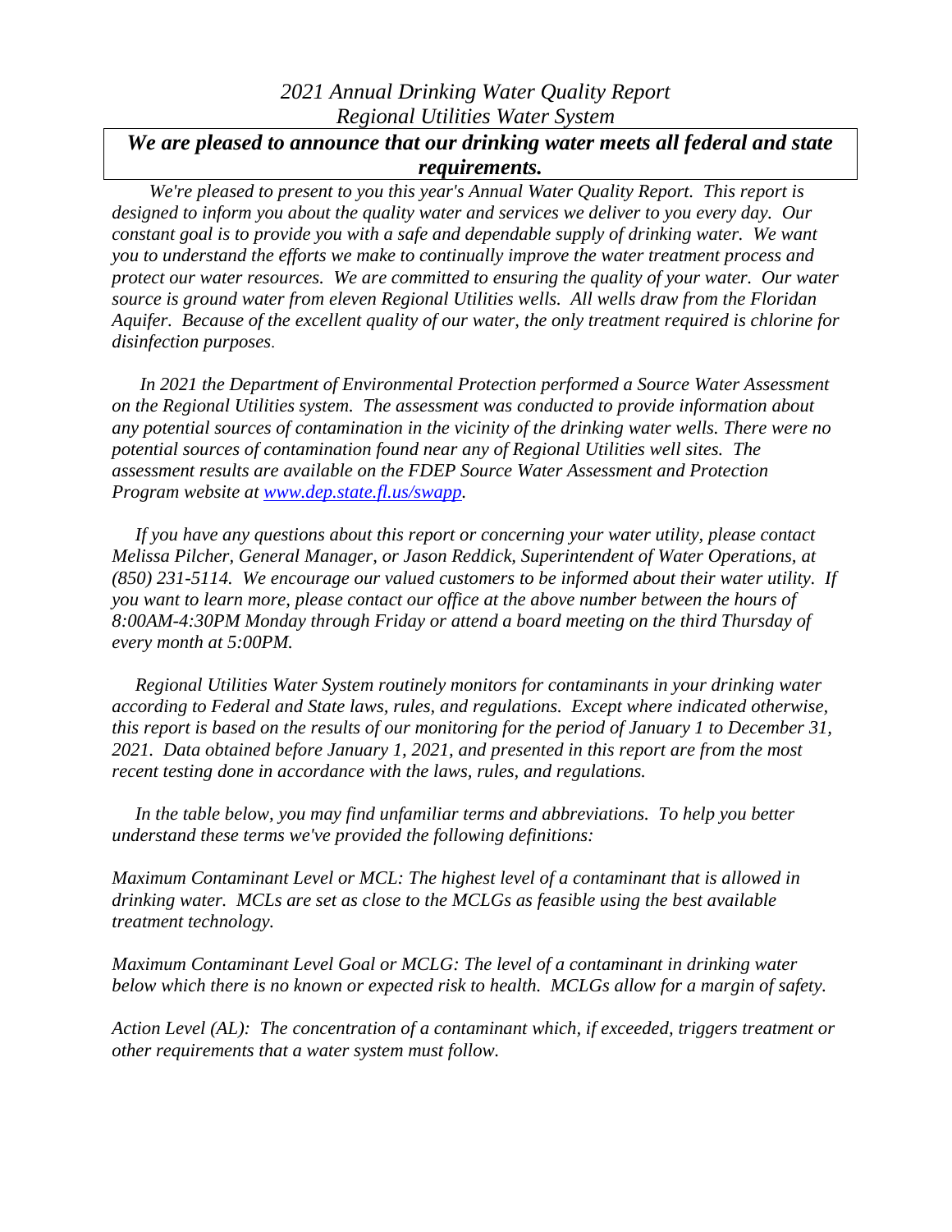# *2021 Annual Drinking Water Quality Report*
## *Regional Utilities Water System*

***We are pleased to announce that our drinking water meets all federal and state requirements.***

*We're pleased to present to you this year's Annual Water Quality Report. This report is designed to inform you about the quality water and services we deliver to you every day. Our constant goal is to provide you with a safe and dependable supply of drinking water. We want you to understand the efforts we make to continually improve the water treatment process and protect our water resources. We are committed to ensuring the quality of your water. Our water source is ground water from eleven Regional Utilities wells. All wells draw from the Floridan Aquifer. Because of the excellent quality of our water, the only treatment required is chlorine for disinfection purposes.*

*In 2021 the Department of Environmental Protection performed a Source Water Assessment on the Regional Utilities system. The assessment was conducted to provide information about any potential sources of contamination in the vicinity of the drinking water wells. There were no potential sources of contamination found near any of Regional Utilities well sites. The assessment results are available on the FDEP Source Water Assessment and Protection Program website at [www.dep.state.fl.us/swapp](www.dep.state.fl.us/swapp).*

*If you have any questions about this report or concerning your water utility, please contact Melissa Pilcher, General Manager, or Jason Reddick, Superintendent of Water Operations, at (850) 231-5114. We encourage our valued customers to be informed about their water utility. If you want to learn more, please contact our office at the above number between the hours of 8:00AM-4:30PM Monday through Friday or attend a board meeting on the third Thursday of every month at 5:00PM.*

*Regional Utilities Water System routinely monitors for contaminants in your drinking water according to Federal and State laws, rules, and regulations. Except where indicated otherwise, this report is based on the results of our monitoring for the period of January 1 to December 31, 2021. Data obtained before January 1, 2021, and presented in this report are from the most recent testing done in accordance with the laws, rules, and regulations.*

*In the table below, you may find unfamiliar terms and abbreviations. To help you better understand these terms we've provided the following definitions:*

*Maximum Contaminant Level or MCL: The highest level of a contaminant that is allowed in drinking water. MCLs are set as close to the MCLGs as feasible using the best available treatment technology.*

*Maximum Contaminant Level Goal or MCLG: The level of a contaminant in drinking water below which there is no known or expected risk to health. MCLGs allow for a margin of safety.*

*Action Level (AL): The concentration of a contaminant which, if exceeded, triggers treatment or other requirements that a water system must follow.*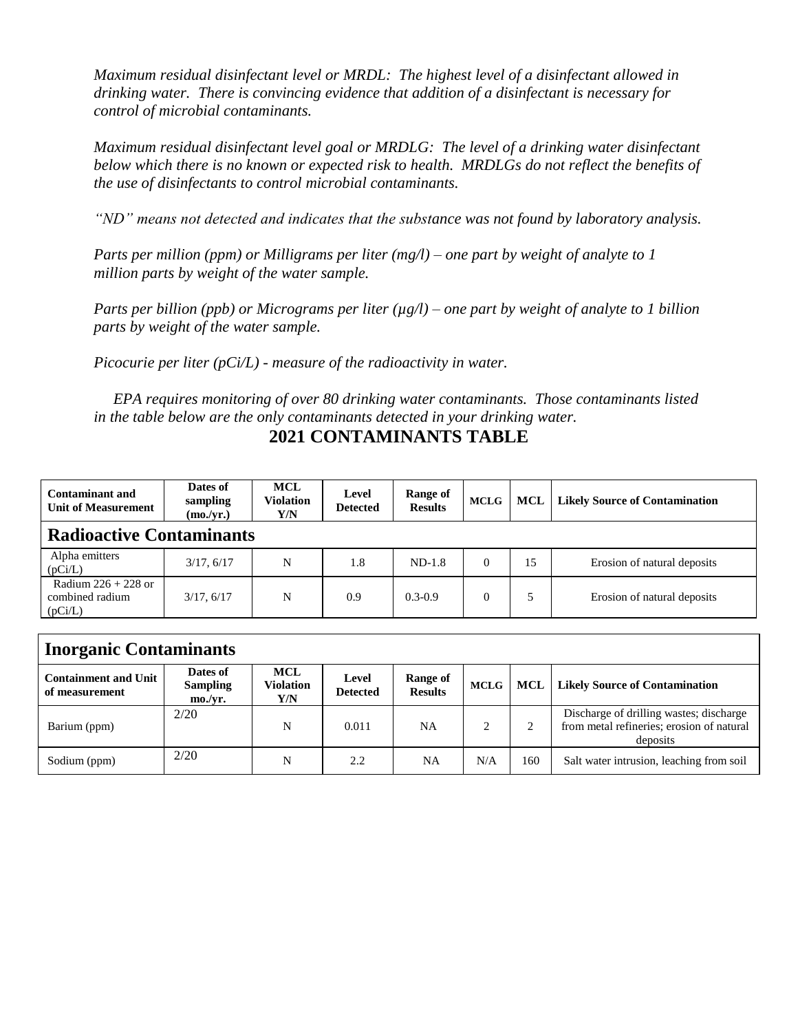*Maximum residual disinfectant level or MRDL: The highest level of a disinfectant allowed in drinking water. There is convincing evidence that addition of a disinfectant is necessary for control of microbial contaminants.*

*Maximum residual disinfectant level goal or MRDLG: The level of a drinking water disinfectant below which there is no known or expected risk to health. MRDLGs do not reflect the benefits of the use of disinfectants to control microbial contaminants.*

*"ND" means not detected and indicates that the substance was not found by laboratory analysis.*

*Parts per million (ppm) or Milligrams per liter (mg/l) – one part by weight of analyte to 1 million parts by weight of the water sample.*

*Parts per billion (ppb) or Micrograms per liter (µg/l) – one part by weight of analyte to 1 billion parts by weight of the water sample.*

*Picocurie per liter (pCi/L) - measure of the radioactivity in water.*

*EPA requires monitoring of over 80 drinking water contaminants. Those contaminants listed in the table below are the only contaminants detected in your drinking water.*

## 2021 CONTAMINANTS TABLE

| Contaminant and Unit of Measurement | Dates of sampling (mo./yr.) | MCL Violation Y/N | Level Detected | Range of Results | MCLG | MCL | Likely Source of Contamination |
|---|---|---|---|---|---|---|---|
| **Radioactive Contaminants** | | | | | | | |
| Alpha emitters (pCi/L) | 3/17, 6/17 | N | 1.8 | ND-1.8 | 0 | 15 | Erosion of natural deposits |
| Radium 226 + 228 or combined radium (pCi/L) | 3/17, 6/17 | N | 0.9 | 0.3-0.9 | 0 | 5 | Erosion of natural deposits |

| **Inorganic Contaminants** | | | | | | | |
|---|---|---|---|---|---|---|---|
| **Containment and Unit of measurement** | **Dates of Sampling mo./yr.** | **MCL Violation Y/N** | **Level Detected** | **Range of Results** | **MCLG** | **MCL** | **Likely Source of Contamination** |
| Barium (ppm) | 2/20 | N | 0.011 | NA | 2 | 2 | Discharge of drilling wastes; discharge from metal refineries; erosion of natural deposits |
| Sodium (ppm) | 2/20 | N | 2.2 | NA | N/A | 160 | Salt water intrusion, leaching from soil |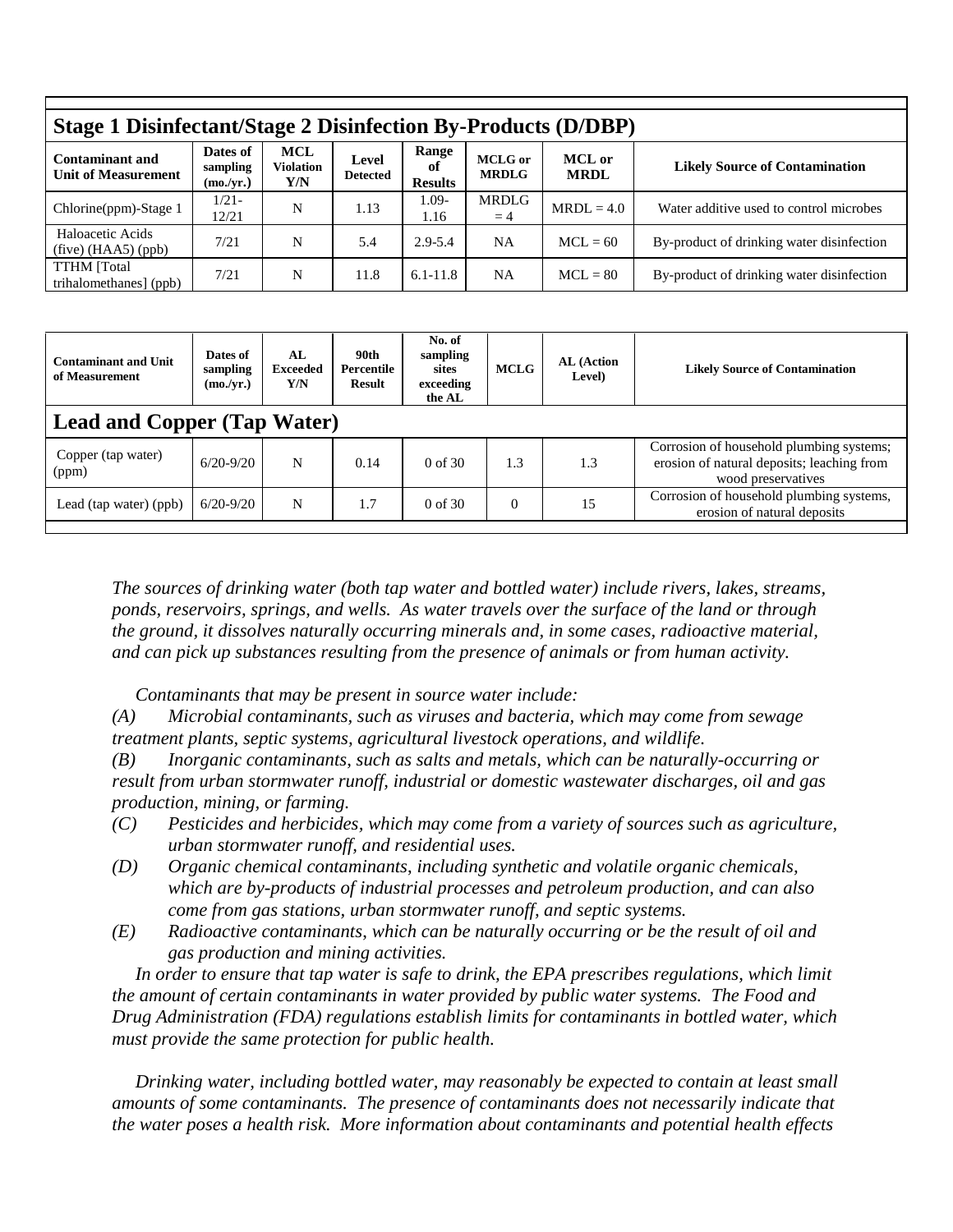| Stage 1 Disinfectant/Stage 2 Disinfection By-Products (D/DBP) | | | | | | | |
|---|---|---|---|---|---|---|---|
| **Contaminant and Unit of Measurement** | **Dates of sampling (mo./yr.)** | **MCL Violation Y/N** | **Level Detected** | **Range of Results** | **MCLG or MRDLG** | **MCL or MRDL** | **Likely Source of Contamination** |
| Chlorine(ppm)-Stage 1 | 1/21-12/21 | N | 1.13 | 1.09-1.16 | MRDLG = 4 | MRDL = 4.0 | Water additive used to control microbes |
| Haloacetic Acids (five) (HAA5) (ppb) | 7/21 | N | 5.4 | 2.9-5.4 | NA | MCL = 60 | By-product of drinking water disinfection |
| TTHM [Total trihalomethanes] (ppb) | 7/21 | N | 11.8 | 6.1-11.8 | NA | MCL = 80 | By-product of drinking water disinfection |

| Contaminant and Unit of Measurement | Dates of sampling (mo./yr.) | AL Exceeded Y/N | 90th Percentile Result | No. of sampling sites exceeding the AL | MCLG | AL (Action Level) | Likely Source of Contamination |
|---|---|---|---|---|---|---|---|
| **Lead and Copper (Tap Water)** | | | | | | | |
| Copper (tap water) (ppm) | 6/20-9/20 | N | 0.14 | 0 of 30 | 1.3 | 1.3 | Corrosion of household plumbing systems; erosion of natural deposits; leaching from wood preservatives |
| Lead (tap water) (ppb) | 6/20-9/20 | N | 1.7 | 0 of 30 | 0 | 15 | Corrosion of household plumbing systems, erosion of natural deposits |

*The sources of drinking water (both tap water and bottled water) include rivers, lakes, streams, ponds, reservoirs, springs, and wells. As water travels over the surface of the land or through the ground, it dissolves naturally occurring minerals and, in some cases, radioactive material, and can pick up substances resulting from the presence of animals or from human activity.*

*Contaminants that may be present in source water include:*

*(A) Microbial contaminants, such as viruses and bacteria, which may come from sewage treatment plants, septic systems, agricultural livestock operations, and wildlife.*

*(B) Inorganic contaminants, such as salts and metals, which can be naturally-occurring or result from urban stormwater runoff, industrial or domestic wastewater discharges, oil and gas production, mining, or farming.*

*(C) Pesticides and herbicides, which may come from a variety of sources such as agriculture, urban stormwater runoff, and residential uses.*

*(D) Organic chemical contaminants, including synthetic and volatile organic chemicals, which are by-products of industrial processes and petroleum production, and can also come from gas stations, urban stormwater runoff, and septic systems.*

*(E) Radioactive contaminants, which can be naturally occurring or be the result of oil and gas production and mining activities.*

*In order to ensure that tap water is safe to drink, the EPA prescribes regulations, which limit the amount of certain contaminants in water provided by public water systems. The Food and Drug Administration (FDA) regulations establish limits for contaminants in bottled water, which must provide the same protection for public health.*

*Drinking water, including bottled water, may reasonably be expected to contain at least small amounts of some contaminants. The presence of contaminants does not necessarily indicate that the water poses a health risk. More information about contaminants and potential health effects*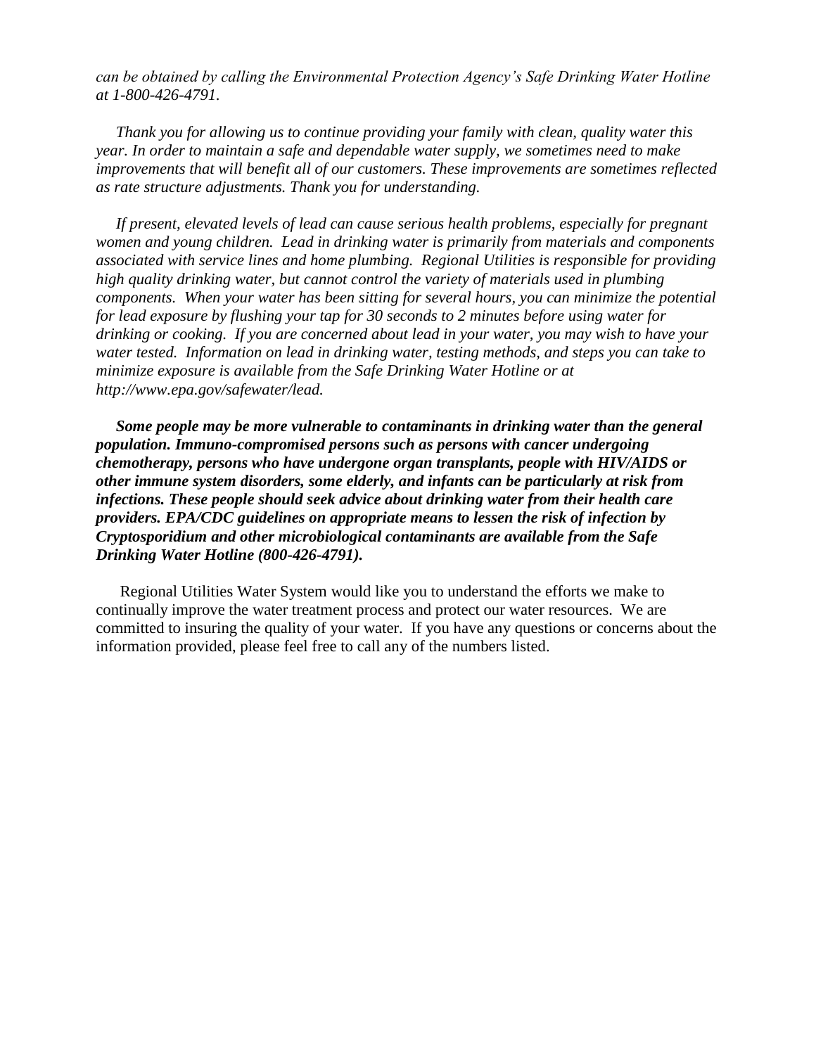*can be obtained by calling the Environmental Protection Agency's Safe Drinking Water Hotline at 1-800-426-4791.*

*Thank you for allowing us to continue providing your family with clean, quality water this year. In order to maintain a safe and dependable water supply, we sometimes need to make improvements that will benefit all of our customers. These improvements are sometimes reflected as rate structure adjustments. Thank you for understanding.*

*If present, elevated levels of lead can cause serious health problems, especially for pregnant women and young children. Lead in drinking water is primarily from materials and components associated with service lines and home plumbing. Regional Utilities is responsible for providing high quality drinking water, but cannot control the variety of materials used in plumbing components. When your water has been sitting for several hours, you can minimize the potential for lead exposure by flushing your tap for 30 seconds to 2 minutes before using water for drinking or cooking. If you are concerned about lead in your water, you may wish to have your water tested. Information on lead in drinking water, testing methods, and steps you can take to minimize exposure is available from the Safe Drinking Water Hotline or at http://www.epa.gov/safewater/lead.*

***Some people may be more vulnerable to contaminants in drinking water than the general population. Immuno-compromised persons such as persons with cancer undergoing chemotherapy, persons who have undergone organ transplants, people with HIV/AIDS or other immune system disorders, some elderly, and infants can be particularly at risk from infections. These people should seek advice about drinking water from their health care providers. EPA/CDC guidelines on appropriate means to lessen the risk of infection by Cryptosporidium and other microbiological contaminants are available from the Safe Drinking Water Hotline (800-426-4791).***

Regional Utilities Water System would like you to understand the efforts we make to continually improve the water treatment process and protect our water resources. We are committed to insuring the quality of your water. If you have any questions or concerns about the information provided, please feel free to call any of the numbers listed.